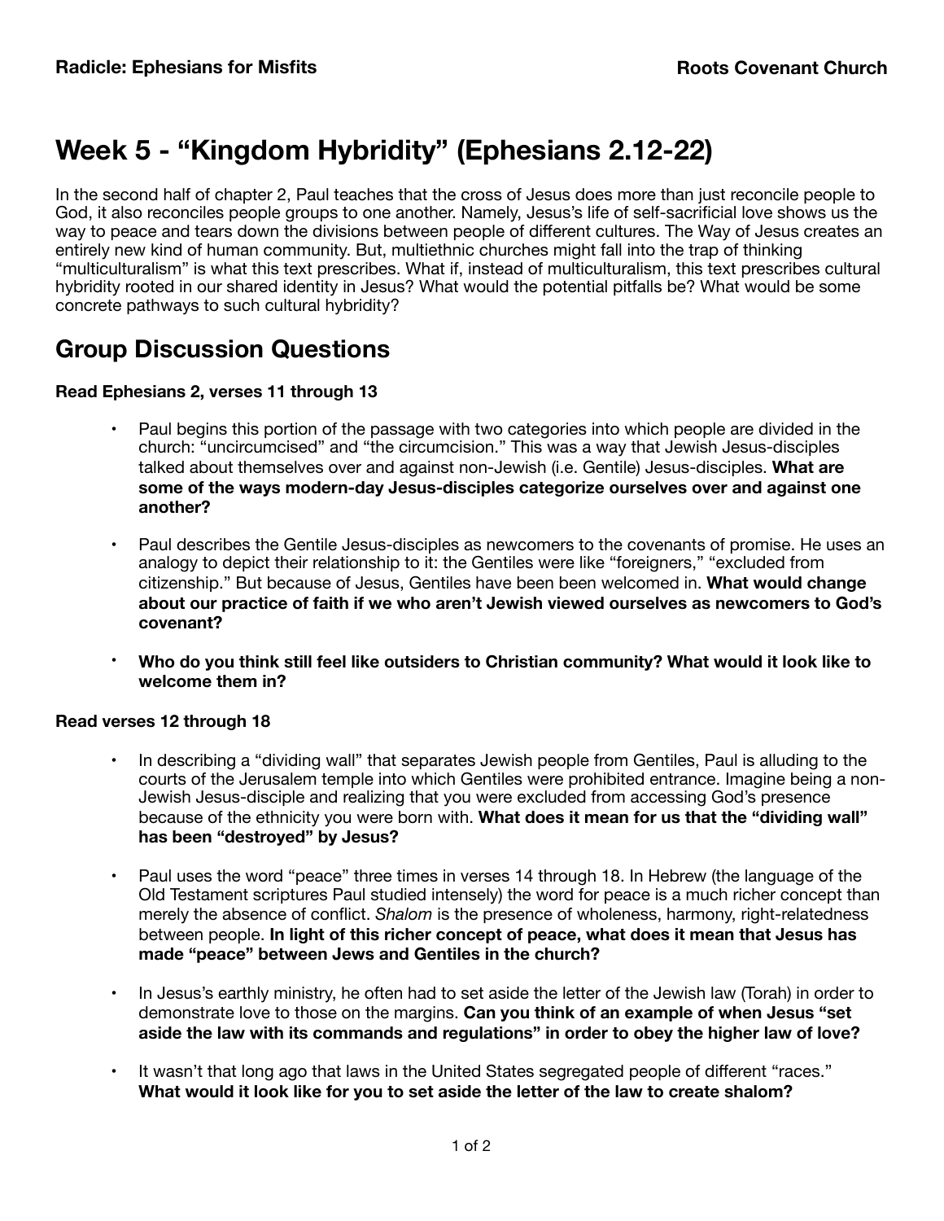# Week 5 - "Kingdom Hybridity" (Ephesians 2.12-22)

In the second half of chapter 2, Paul teaches that the cross of Jesus does more than just reconcile people to God, it also reconciles people groups to one another. Namely, Jesus's life of self-sacrificial love shows us the way to peace and tears down the divisions between people of different cultures. The Way of Jesus creates an entirely new kind of human community. But, multiethnic churches might fall into the trap of thinking "multiculturalism" is what this text prescribes. What if, instead of multiculturalism, this text prescribes cultural hybridity rooted in our shared identity in Jesus? What would the potential pitfalls be? What would be some concrete pathways to such cultural hybridity?

## Group Discussion Questions

**Read Ephesians 2, verses 11 through 13**

- Paul begins this portion of the passage with two categories into which people are divided in the church: "uncircumcised" and "the circumcision." This was a way that Jewish Jesus-disciples talked about themselves over and against non-Jewish (i.e. Gentile) Jesus-disciples. **What are some of the ways modern-day Jesus-disciples categorize ourselves over and against one another?**
- Paul describes the Gentile Jesus-disciples as newcomers to the covenants of promise. He uses an analogy to depict their relationship to it: the Gentiles were like "foreigners," "excluded from citizenship." But because of Jesus, Gentiles have been been welcomed in. **What would change about our practice of faith if we who aren't Jewish viewed ourselves as newcomers to God's covenant?**
- **Who do you think still feel like outsiders to Christian community? What would it look like to welcome them in?**

**Read verses 12 through 18**

- In describing a "dividing wall" that separates Jewish people from Gentiles, Paul is alluding to the courts of the Jerusalem temple into which Gentiles were prohibited entrance. Imagine being a non-Jewish Jesus-disciple and realizing that you were excluded from accessing God's presence because of the ethnicity you were born with. **What does it mean for us that the "dividing wall" has been "destroyed" by Jesus?**
- Paul uses the word "peace" three times in verses 14 through 18. In Hebrew (the language of the Old Testament scriptures Paul studied intensely) the word for peace is a much richer concept than merely the absence of conflict. *Shalom* is the presence of wholeness, harmony, right-relatedness between people. **In light of this richer concept of peace, what does it mean that Jesus has made "peace" between Jews and Gentiles in the church?**
- In Jesus's earthly ministry, he often had to set aside the letter of the Jewish law (Torah) in order to demonstrate love to those on the margins. **Can you think of an example of when Jesus "set aside the law with its commands and regulations" in order to obey the higher law of love?**
- It wasn't that long ago that laws in the United States segregated people of different "races." **What would it look like for you to set aside the letter of the law to create shalom?**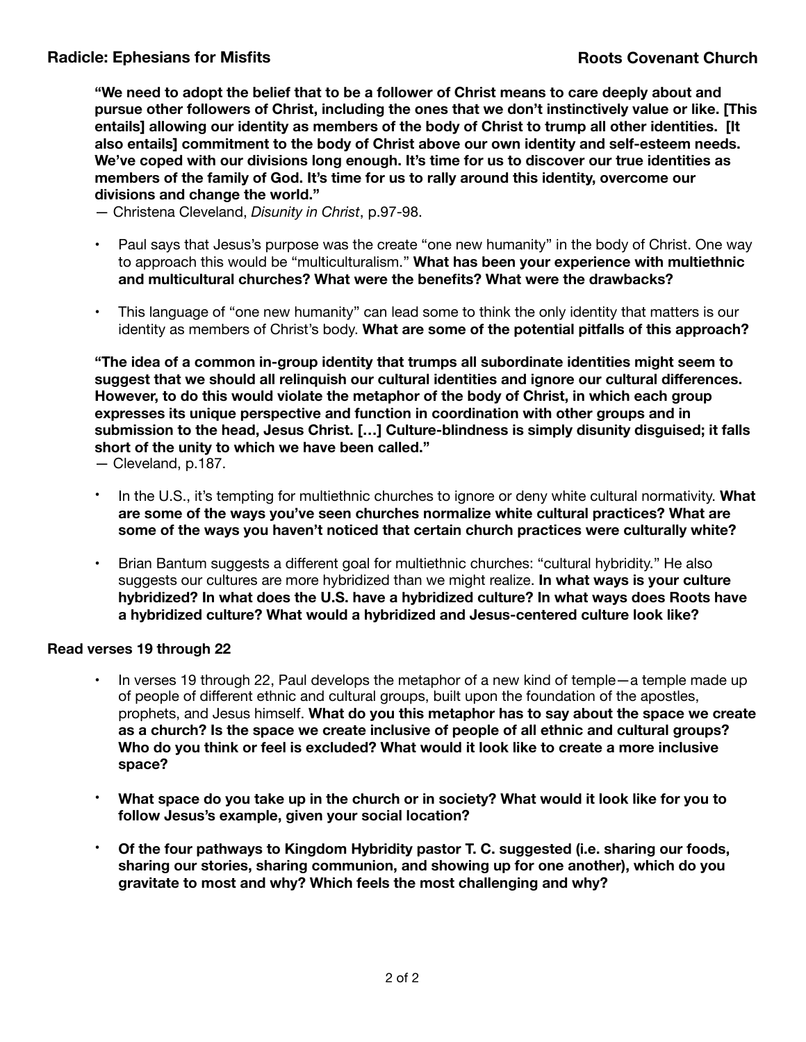**"We need to adopt the belief that to be a follower of Christ means to care deeply about and pursue other followers of Christ, including the ones that we don't instinctively value or like. [This entails] allowing our identity as members of the body of Christ to trump all other identities. [It also entails] commitment to the body of Christ above our own identity and self-esteem needs. We've coped with our divisions long enough. It's time for us to discover our true identities as members of the family of God. It's time for us to rally around this identity, overcome our divisions and change the world."**

— Christena Cleveland, *Disunity in Christ*, p.97-98.

- Paul says that Jesus's purpose was the create "one new humanity" in the body of Christ. One way to approach this would be "multiculturalism." **What has been your experience with multiethnic and multicultural churches? What were the benefits? What were the drawbacks?**
- This language of "one new humanity" can lead some to think the only identity that matters is our identity as members of Christ's body. **What are some of the potential pitfalls of this approach?**

**"The idea of a common in-group identity that trumps all subordinate identities might seem to suggest that we should all relinquish our cultural identities and ignore our cultural differences. However, to do this would violate the metaphor of the body of Christ, in which each group expresses its unique perspective and function in coordination with other groups and in submission to the head, Jesus Christ. […] Culture-blindness is simply disunity disguised; it falls short of the unity to which we have been called."**

— Cleveland, p.187.

- In the U.S., it's tempting for multiethnic churches to ignore or deny white cultural normativity. **What are some of the ways you've seen churches normalize white cultural practices? What are some of the ways you haven't noticed that certain church practices were culturally white?**
- Brian Bantum suggests a different goal for multiethnic churches: "cultural hybridity." He also suggests our cultures are more hybridized than we might realize. **In what ways is your culture hybridized? In what does the U.S. have a hybridized culture? In what ways does Roots have a hybridized culture? What would a hybridized and Jesus-centered culture look like?**

**Read verses 19 through 22**

- In verses 19 through 22, Paul develops the metaphor of a new kind of temple—a temple made up of people of different ethnic and cultural groups, built upon the foundation of the apostles, prophets, and Jesus himself. **What do you this metaphor has to say about the space we create as a church? Is the space we create inclusive of people of all ethnic and cultural groups? Who do you think or feel is excluded? What would it look like to create a more inclusive space?**
- **What space do you take up in the church or in society? What would it look like for you to follow Jesus's example, given your social location?**
- **Of the four pathways to Kingdom Hybridity pastor T. C. suggested (i.e. sharing our foods, sharing our stories, sharing communion, and showing up for one another), which do you gravitate to most and why? Which feels the most challenging and why?**